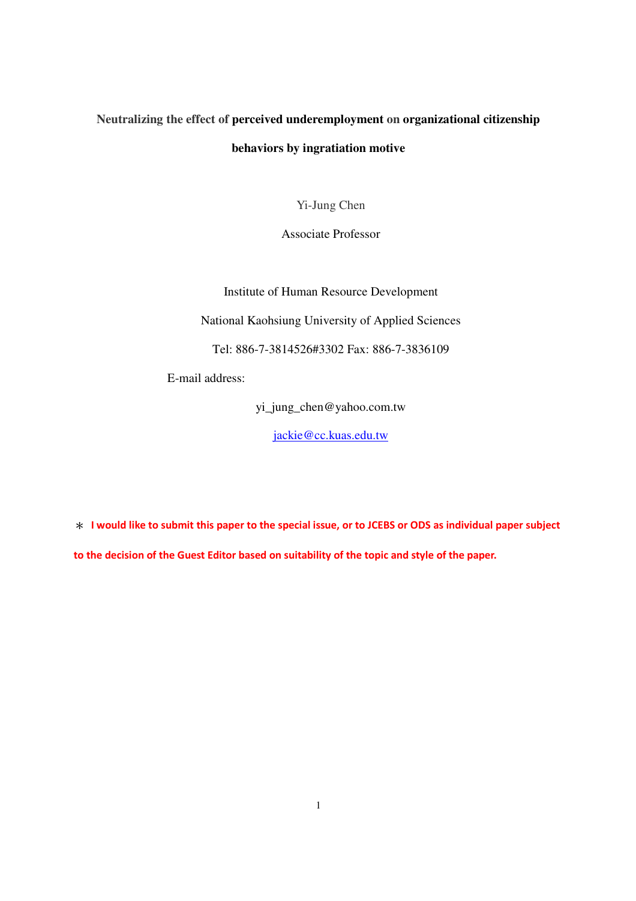# Neutralizing the effect of perceived underemployment on organizational citizenship behaviors by ingratiation motive

Yi-Jung Chen

Associate Professor

Institute of Human Resource Development

National Kaohsiung University of Applied Sciences

Tel: 886-7-3814526#3302 Fax: 886-7-3836109

E-mail address:

yi_jung_chen@yahoo.com.tw

jackie@cc.kuas.edu.tw

* **I would like to submit this paper to the special issue, or to JCEBS or ODS as individual paper subject to the decision of the Guest Editor based on suitability of the topic and style of the paper.**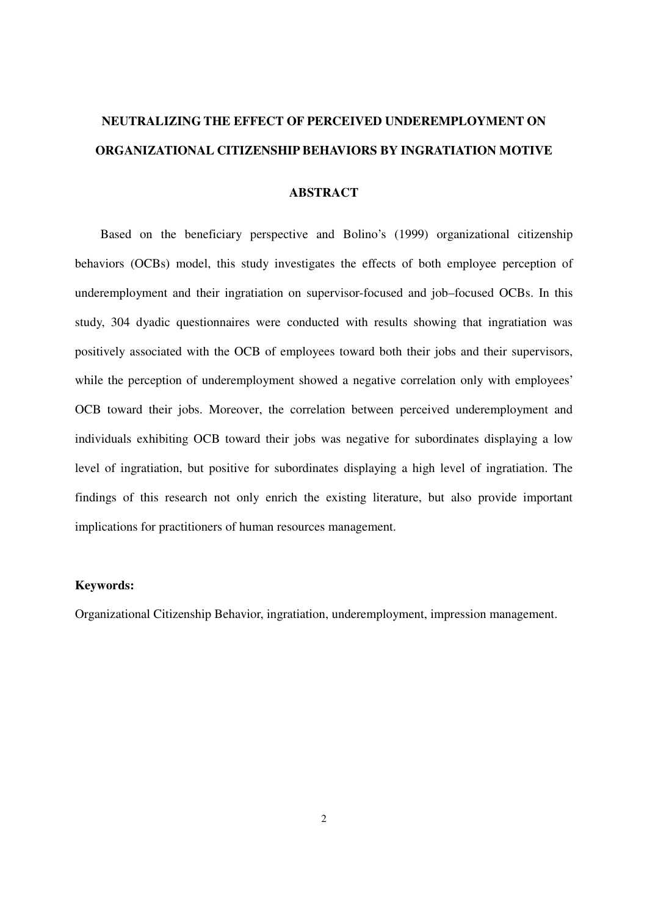# NEUTRALIZING THE EFFECT OF PERCEIVED UNDEREMPLOYMENT ON ORGANIZATIONAL CITIZENSHIP BEHAVIORS BY INGRATIATION MOTIVE

## ABSTRACT

Based on the beneficiary perspective and Bolino's (1999) organizational citizenship behaviors (OCBs) model, this study investigates the effects of both employee perception of underemployment and their ingratiation on supervisor-focused and job–focused OCBs. In this study, 304 dyadic questionnaires were conducted with results showing that ingratiation was positively associated with the OCB of employees toward both their jobs and their supervisors, while the perception of underemployment showed a negative correlation only with employees' OCB toward their jobs. Moreover, the correlation between perceived underemployment and individuals exhibiting OCB toward their jobs was negative for subordinates displaying a low level of ingratiation, but positive for subordinates displaying a high level of ingratiation. The findings of this research not only enrich the existing literature, but also provide important implications for practitioners of human resources management.

**Keywords:**

Organizational Citizenship Behavior, ingratiation, underemployment, impression management.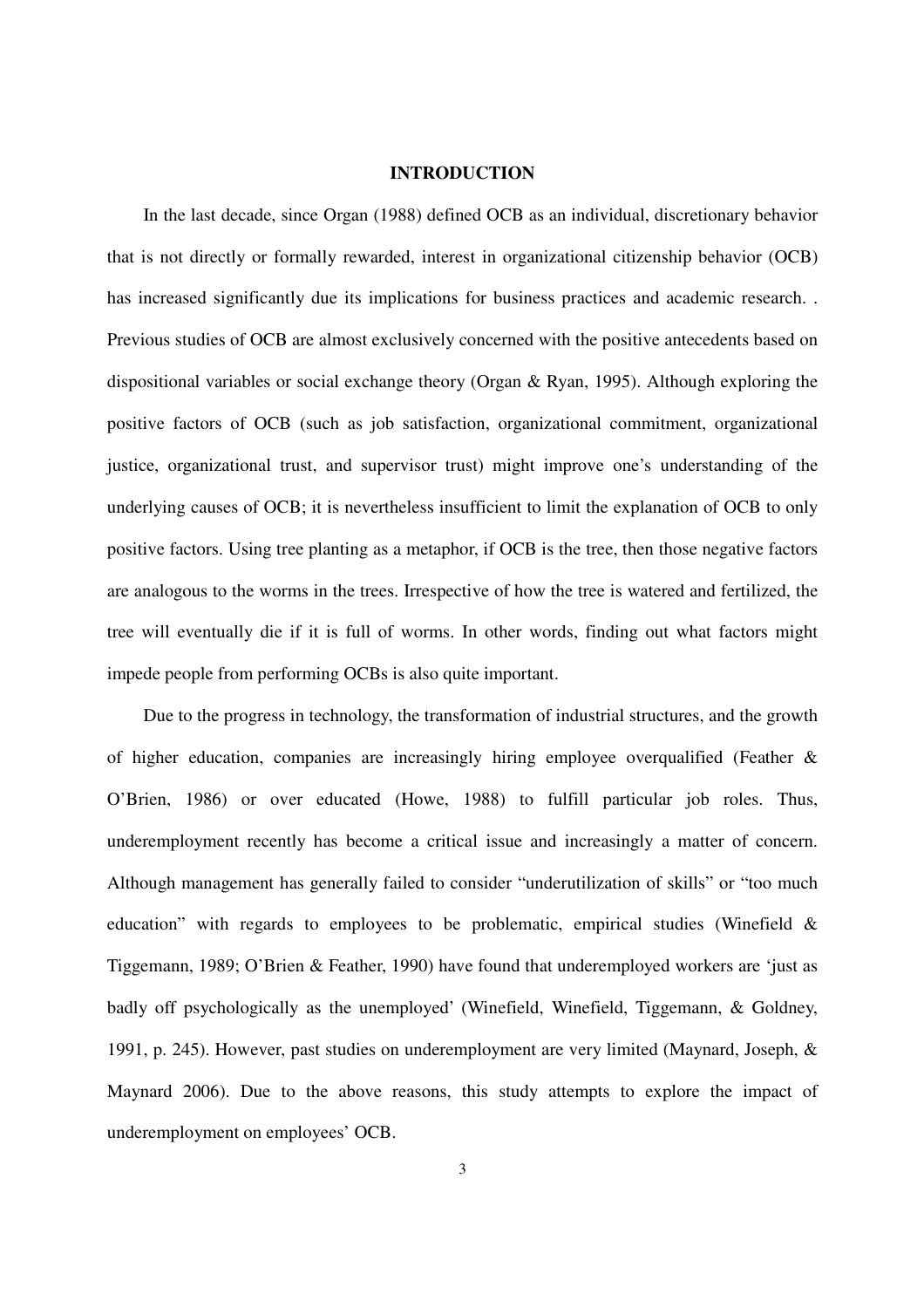# INTRODUCTION

In the last decade, since Organ (1988) defined OCB as an individual, discretionary behavior that is not directly or formally rewarded, interest in organizational citizenship behavior (OCB) has increased significantly due its implications for business practices and academic research. . Previous studies of OCB are almost exclusively concerned with the positive antecedents based on dispositional variables or social exchange theory (Organ & Ryan, 1995). Although exploring the positive factors of OCB (such as job satisfaction, organizational commitment, organizational justice, organizational trust, and supervisor trust) might improve one's understanding of the underlying causes of OCB; it is nevertheless insufficient to limit the explanation of OCB to only positive factors. Using tree planting as a metaphor, if OCB is the tree, then those negative factors are analogous to the worms in the trees. Irrespective of how the tree is watered and fertilized, the tree will eventually die if it is full of worms. In other words, finding out what factors might impede people from performing OCBs is also quite important.

Due to the progress in technology, the transformation of industrial structures, and the growth of higher education, companies are increasingly hiring employee overqualified (Feather & O'Brien, 1986) or over educated (Howe, 1988) to fulfill particular job roles. Thus, underemployment recently has become a critical issue and increasingly a matter of concern. Although management has generally failed to consider "underutilization of skills" or "too much education" with regards to employees to be problematic, empirical studies (Winefield & Tiggemann, 1989; O'Brien & Feather, 1990) have found that underemployed workers are 'just as badly off psychologically as the unemployed' (Winefield, Winefield, Tiggemann, & Goldney, 1991, p. 245). However, past studies on underemployment are very limited (Maynard, Joseph, & Maynard 2006). Due to the above reasons, this study attempts to explore the impact of underemployment on employees' OCB.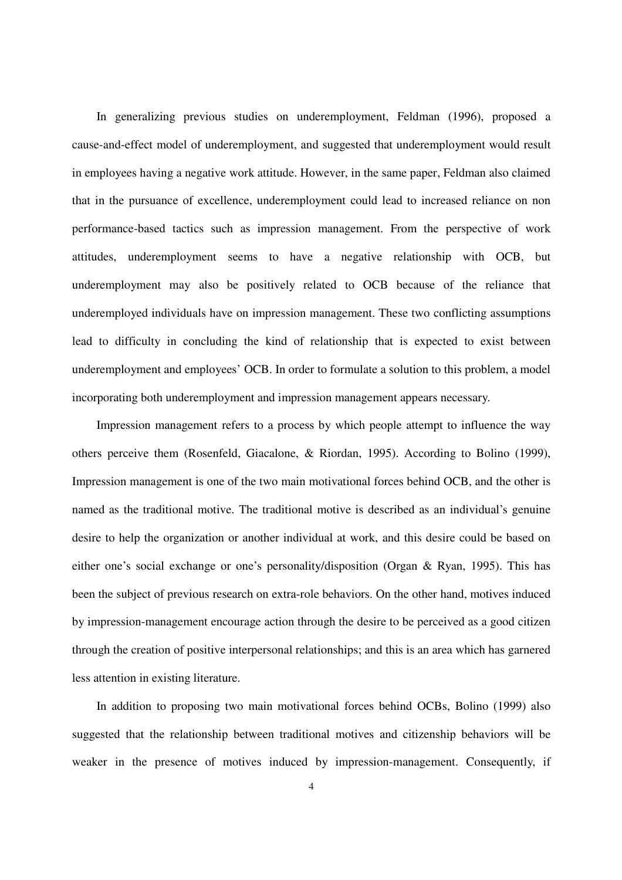In generalizing previous studies on underemployment, Feldman (1996), proposed a cause-and-effect model of underemployment, and suggested that underemployment would result in employees having a negative work attitude. However, in the same paper, Feldman also claimed that in the pursuance of excellence, underemployment could lead to increased reliance on non performance-based tactics such as impression management. From the perspective of work attitudes, underemployment seems to have a negative relationship with OCB, but underemployment may also be positively related to OCB because of the reliance that underemployed individuals have on impression management. These two conflicting assumptions lead to difficulty in concluding the kind of relationship that is expected to exist between underemployment and employees' OCB. In order to formulate a solution to this problem, a model incorporating both underemployment and impression management appears necessary.

Impression management refers to a process by which people attempt to influence the way others perceive them (Rosenfeld, Giacalone, & Riordan, 1995). According to Bolino (1999), Impression management is one of the two main motivational forces behind OCB, and the other is named as the traditional motive. The traditional motive is described as an individual's genuine desire to help the organization or another individual at work, and this desire could be based on either one's social exchange or one's personality/disposition (Organ & Ryan, 1995). This has been the subject of previous research on extra-role behaviors. On the other hand, motives induced by impression-management encourage action through the desire to be perceived as a good citizen through the creation of positive interpersonal relationships; and this is an area which has garnered less attention in existing literature.

In addition to proposing two main motivational forces behind OCBs, Bolino (1999) also suggested that the relationship between traditional motives and citizenship behaviors will be weaker in the presence of motives induced by impression-management. Consequently, if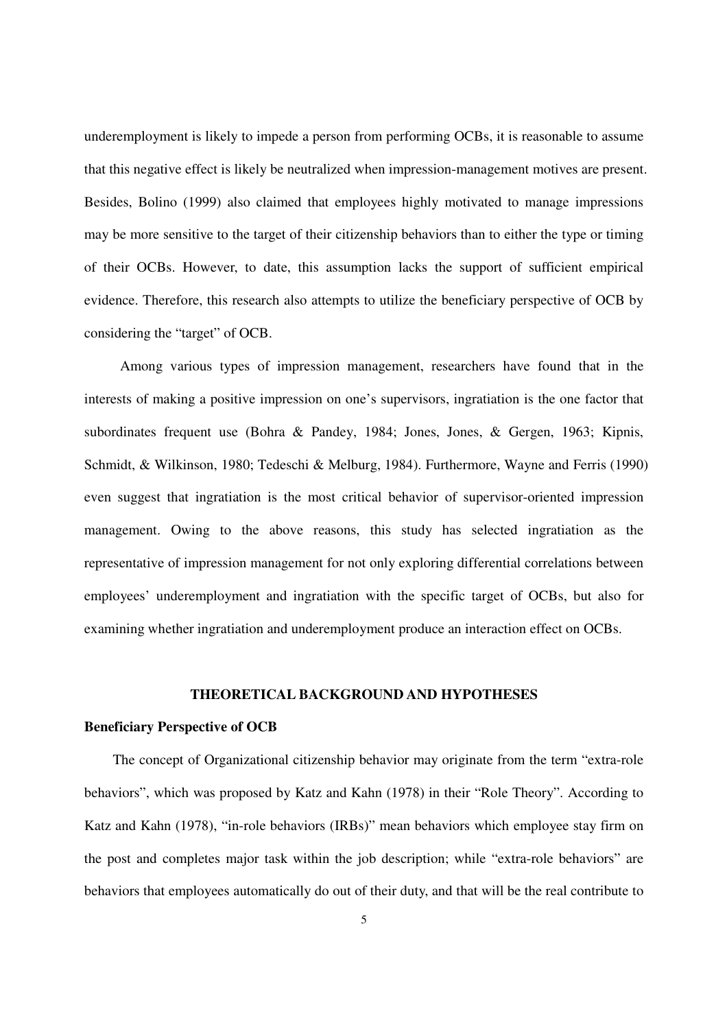underemployment is likely to impede a person from performing OCBs, it is reasonable to assume that this negative effect is likely be neutralized when impression-management motives are present. Besides, Bolino (1999) also claimed that employees highly motivated to manage impressions may be more sensitive to the target of their citizenship behaviors than to either the type or timing of their OCBs. However, to date, this assumption lacks the support of sufficient empirical evidence. Therefore, this research also attempts to utilize the beneficiary perspective of OCB by considering the "target" of OCB.

Among various types of impression management, researchers have found that in the interests of making a positive impression on one's supervisors, ingratiation is the one factor that subordinates frequent use (Bohra & Pandey, 1984; Jones, Jones, & Gergen, 1963; Kipnis, Schmidt, & Wilkinson, 1980; Tedeschi & Melburg, 1984). Furthermore, Wayne and Ferris (1990) even suggest that ingratiation is the most critical behavior of supervisor-oriented impression management. Owing to the above reasons, this study has selected ingratiation as the representative of impression management for not only exploring differential correlations between employees' underemployment and ingratiation with the specific target of OCBs, but also for examining whether ingratiation and underemployment produce an interaction effect on OCBs.

## THEORETICAL BACKGROUND AND HYPOTHESES

### Beneficiary Perspective of OCB

The concept of Organizational citizenship behavior may originate from the term "extra-role behaviors", which was proposed by Katz and Kahn (1978) in their "Role Theory". According to Katz and Kahn (1978), "in-role behaviors (IRBs)" mean behaviors which employee stay firm on the post and completes major task within the job description; while "extra-role behaviors" are behaviors that employees automatically do out of their duty, and that will be the real contribute to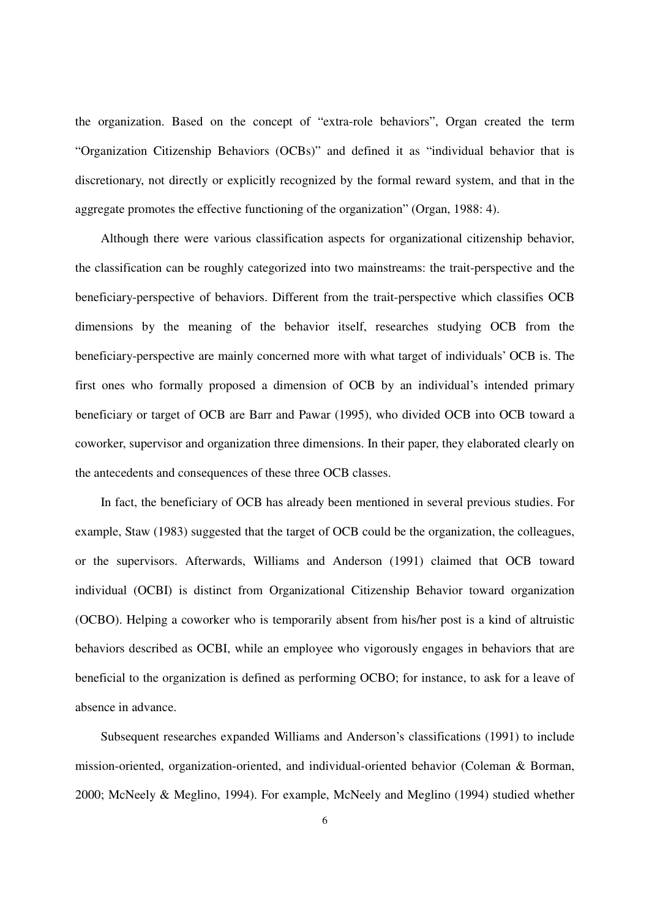the organization. Based on the concept of "extra-role behaviors", Organ created the term "Organization Citizenship Behaviors (OCBs)" and defined it as "individual behavior that is discretionary, not directly or explicitly recognized by the formal reward system, and that in the aggregate promotes the effective functioning of the organization" (Organ, 1988: 4).

Although there were various classification aspects for organizational citizenship behavior, the classification can be roughly categorized into two mainstreams: the trait-perspective and the beneficiary-perspective of behaviors. Different from the trait-perspective which classifies OCB dimensions by the meaning of the behavior itself, researches studying OCB from the beneficiary-perspective are mainly concerned more with what target of individuals' OCB is. The first ones who formally proposed a dimension of OCB by an individual's intended primary beneficiary or target of OCB are Barr and Pawar (1995), who divided OCB into OCB toward a coworker, supervisor and organization three dimensions. In their paper, they elaborated clearly on the antecedents and consequences of these three OCB classes.

In fact, the beneficiary of OCB has already been mentioned in several previous studies. For example, Staw (1983) suggested that the target of OCB could be the organization, the colleagues, or the supervisors. Afterwards, Williams and Anderson (1991) claimed that OCB toward individual (OCBI) is distinct from Organizational Citizenship Behavior toward organization (OCBO). Helping a coworker who is temporarily absent from his/her post is a kind of altruistic behaviors described as OCBI, while an employee who vigorously engages in behaviors that are beneficial to the organization is defined as performing OCBO; for instance, to ask for a leave of absence in advance.

Subsequent researches expanded Williams and Anderson's classifications (1991) to include mission-oriented, organization-oriented, and individual-oriented behavior (Coleman & Borman, 2000; McNeely & Meglino, 1994). For example, McNeely and Meglino (1994) studied whether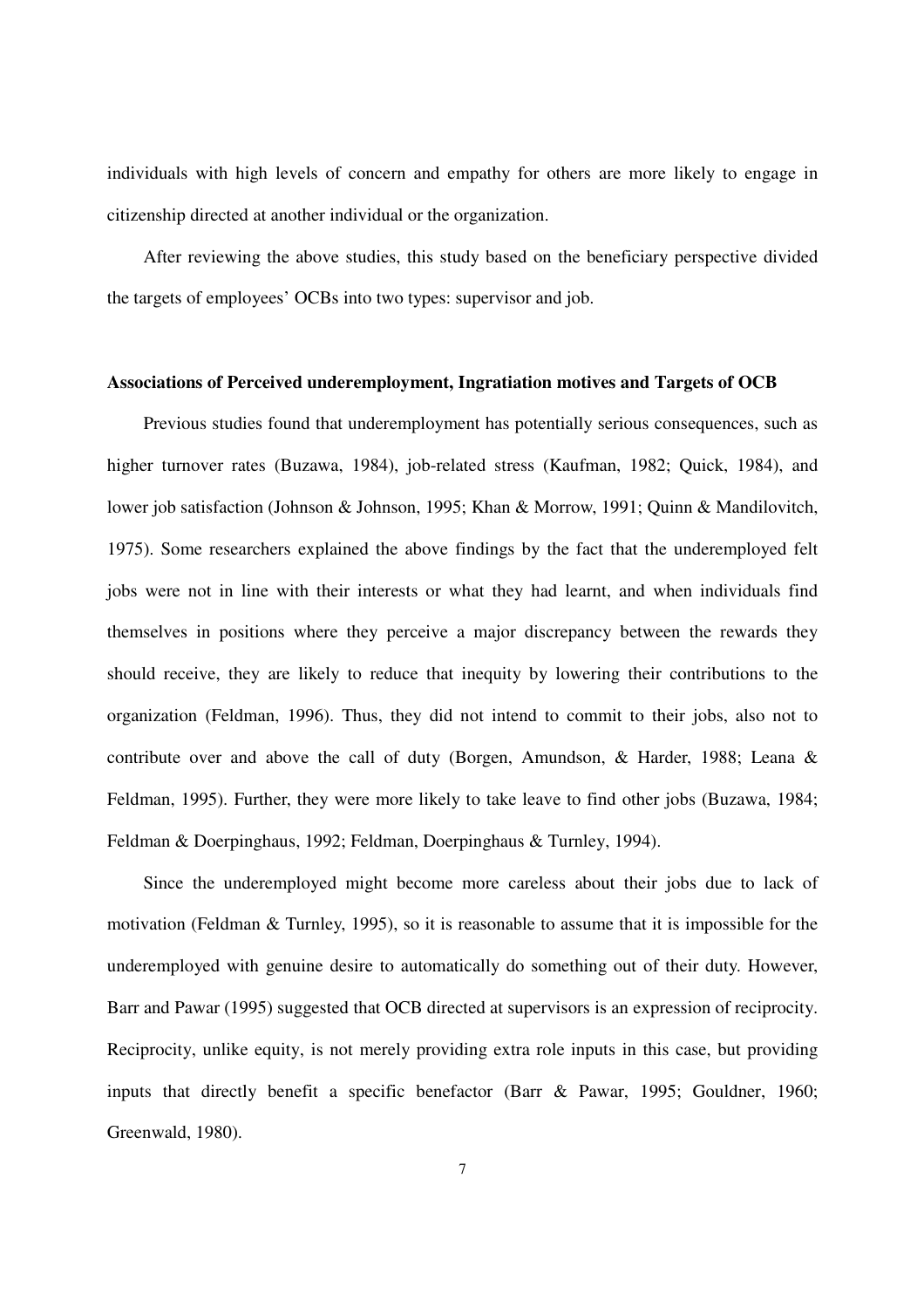individuals with high levels of concern and empathy for others are more likely to engage in citizenship directed at another individual or the organization.

After reviewing the above studies, this study based on the beneficiary perspective divided the targets of employees' OCBs into two types: supervisor and job.

**Associations of Perceived underemployment, Ingratiation motives and Targets of OCB**

Previous studies found that underemployment has potentially serious consequences, such as higher turnover rates (Buzawa, 1984), job-related stress (Kaufman, 1982; Quick, 1984), and lower job satisfaction (Johnson & Johnson, 1995; Khan & Morrow, 1991; Quinn & Mandilovitch, 1975). Some researchers explained the above findings by the fact that the underemployed felt jobs were not in line with their interests or what they had learnt, and when individuals find themselves in positions where they perceive a major discrepancy between the rewards they should receive, they are likely to reduce that inequity by lowering their contributions to the organization (Feldman, 1996). Thus, they did not intend to commit to their jobs, also not to contribute over and above the call of duty (Borgen, Amundson, & Harder, 1988; Leana & Feldman, 1995). Further, they were more likely to take leave to find other jobs (Buzawa, 1984; Feldman & Doerpinghaus, 1992; Feldman, Doerpinghaus & Turnley, 1994).

Since the underemployed might become more careless about their jobs due to lack of motivation (Feldman & Turnley, 1995), so it is reasonable to assume that it is impossible for the underemployed with genuine desire to automatically do something out of their duty. However, Barr and Pawar (1995) suggested that OCB directed at supervisors is an expression of reciprocity. Reciprocity, unlike equity, is not merely providing extra role inputs in this case, but providing inputs that directly benefit a specific benefactor (Barr & Pawar, 1995; Gouldner, 1960; Greenwald, 1980).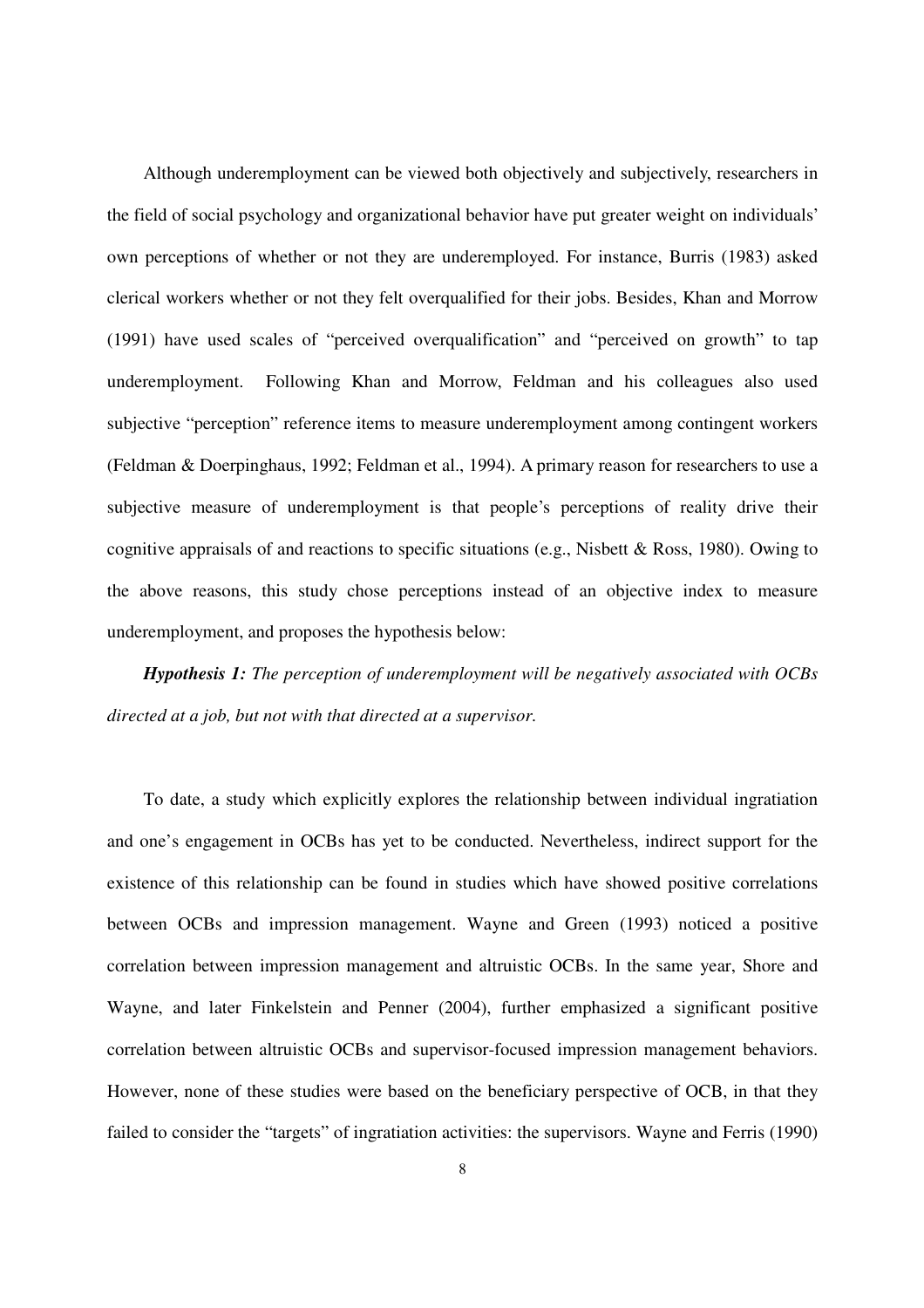Although underemployment can be viewed both objectively and subjectively, researchers in the field of social psychology and organizational behavior have put greater weight on individuals' own perceptions of whether or not they are underemployed. For instance, Burris (1983) asked clerical workers whether or not they felt overqualified for their jobs. Besides, Khan and Morrow (1991) have used scales of "perceived overqualification" and "perceived on growth" to tap underemployment. Following Khan and Morrow, Feldman and his colleagues also used subjective "perception" reference items to measure underemployment among contingent workers (Feldman & Doerpinghaus, 1992; Feldman et al., 1994). A primary reason for researchers to use a subjective measure of underemployment is that people's perceptions of reality drive their cognitive appraisals of and reactions to specific situations (e.g., Nisbett & Ross, 1980). Owing to the above reasons, this study chose perceptions instead of an objective index to measure underemployment, and proposes the hypothesis below:

***Hypothesis 1:*** *The perception of underemployment will be negatively associated with OCBs directed at a job, but not with that directed at a supervisor.*

To date, a study which explicitly explores the relationship between individual ingratiation and one's engagement in OCBs has yet to be conducted. Nevertheless, indirect support for the existence of this relationship can be found in studies which have showed positive correlations between OCBs and impression management. Wayne and Green (1993) noticed a positive correlation between impression management and altruistic OCBs. In the same year, Shore and Wayne, and later Finkelstein and Penner (2004), further emphasized a significant positive correlation between altruistic OCBs and supervisor-focused impression management behaviors. However, none of these studies were based on the beneficiary perspective of OCB, in that they failed to consider the "targets" of ingratiation activities: the supervisors. Wayne and Ferris (1990)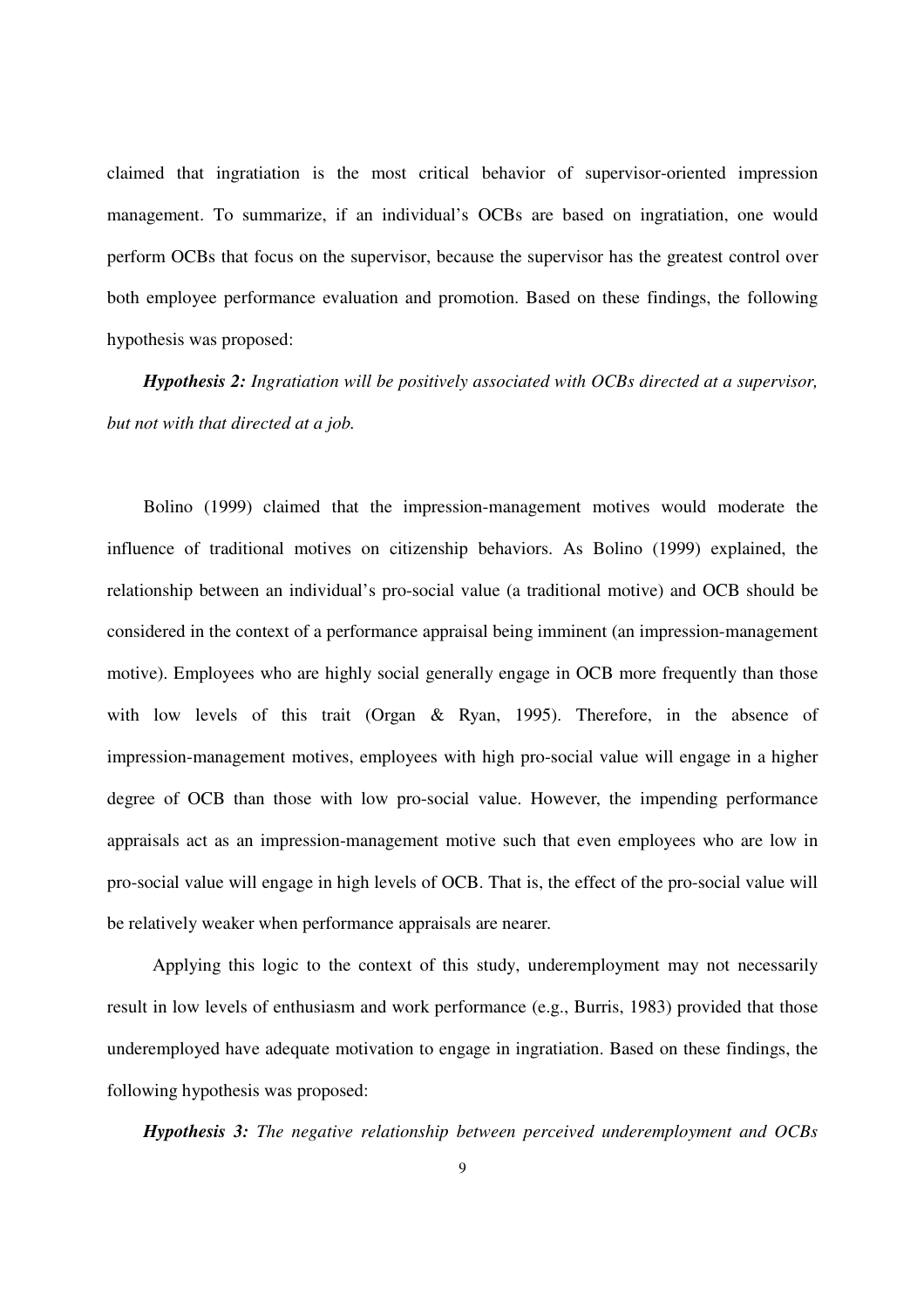claimed that ingratiation is the most critical behavior of supervisor-oriented impression management. To summarize, if an individual's OCBs are based on ingratiation, one would perform OCBs that focus on the supervisor, because the supervisor has the greatest control over both employee performance evaluation and promotion. Based on these findings, the following hypothesis was proposed:

***Hypothesis 2:*** *Ingratiation will be positively associated with OCBs directed at a supervisor, but not with that directed at a job.*

Bolino (1999) claimed that the impression-management motives would moderate the influence of traditional motives on citizenship behaviors. As Bolino (1999) explained, the relationship between an individual's pro-social value (a traditional motive) and OCB should be considered in the context of a performance appraisal being imminent (an impression-management motive). Employees who are highly social generally engage in OCB more frequently than those with low levels of this trait (Organ & Ryan, 1995). Therefore, in the absence of impression-management motives, employees with high pro-social value will engage in a higher degree of OCB than those with low pro-social value. However, the impending performance appraisals act as an impression-management motive such that even employees who are low in pro-social value will engage in high levels of OCB. That is, the effect of the pro-social value will be relatively weaker when performance appraisals are nearer.

Applying this logic to the context of this study, underemployment may not necessarily result in low levels of enthusiasm and work performance (e.g., Burris, 1983) provided that those underemployed have adequate motivation to engage in ingratiation. Based on these findings, the following hypothesis was proposed:

***Hypothesis 3:*** *The negative relationship between perceived underemployment and OCBs*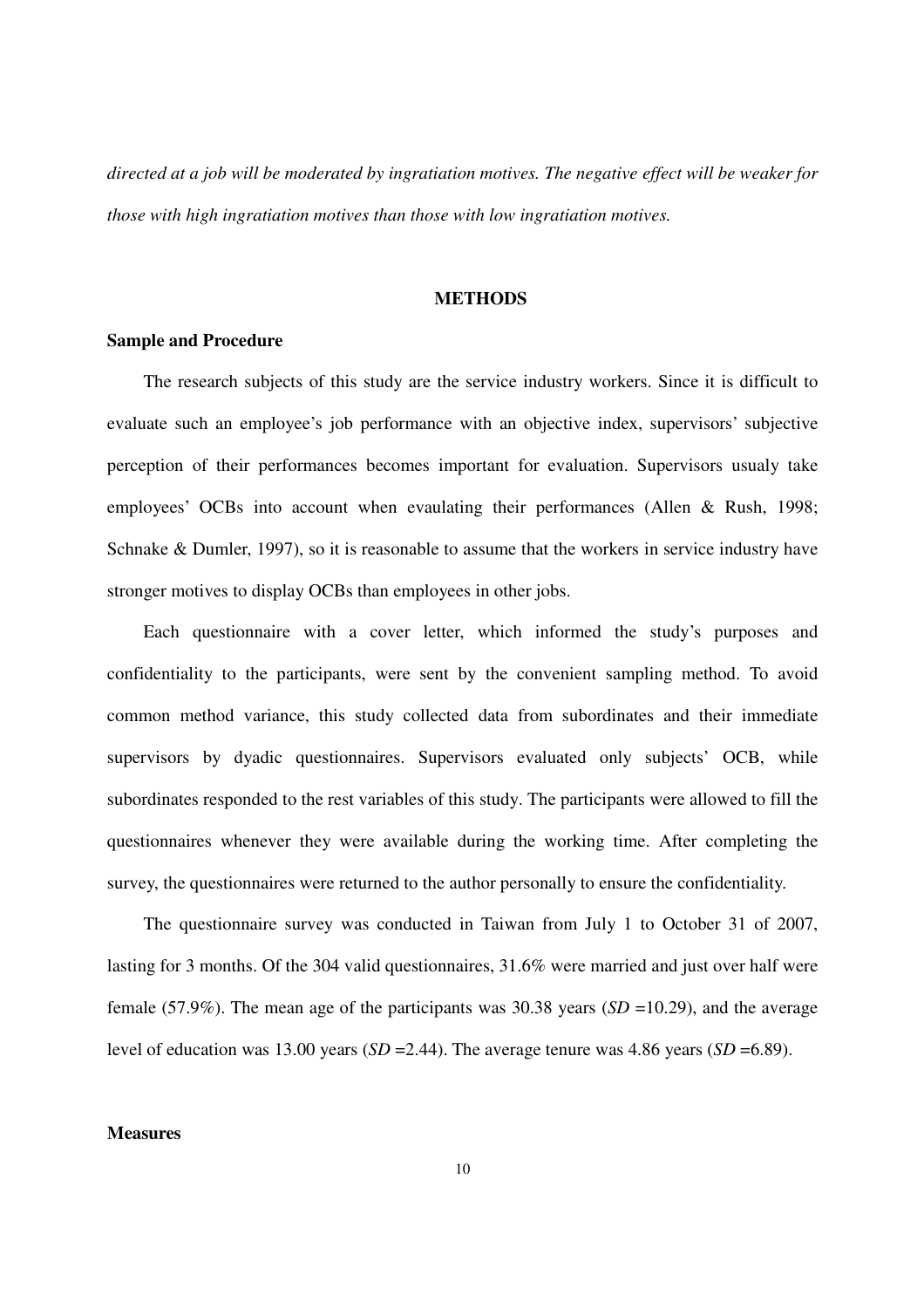*directed at a job will be moderated by ingratiation motives. The negative effect will be weaker for those with high ingratiation motives than those with low ingratiation motives.*

## METHODS

### Sample and Procedure

The research subjects of this study are the service industry workers. Since it is difficult to evaluate such an employee's job performance with an objective index, supervisors' subjective perception of their performances becomes important for evaluation. Supervisors usualy take employees' OCBs into account when evaulating their performances (Allen & Rush, 1998; Schnake & Dumler, 1997), so it is reasonable to assume that the workers in service industry have stronger motives to display OCBs than employees in other jobs.

Each questionnaire with a cover letter, which informed the study's purposes and confidentiality to the participants, were sent by the convenient sampling method. To avoid common method variance, this study collected data from subordinates and their immediate supervisors by dyadic questionnaires. Supervisors evaluated only subjects' OCB, while subordinates responded to the rest variables of this study. The participants were allowed to fill the questionnaires whenever they were available during the working time. After completing the survey, the questionnaires were returned to the author personally to ensure the confidentiality.

The questionnaire survey was conducted in Taiwan from July 1 to October 31 of 2007, lasting for 3 months. Of the 304 valid questionnaires, 31.6% were married and just over half were female (57.9%). The mean age of the participants was 30.38 years (*SD* =10.29), and the average level of education was 13.00 years (*SD* =2.44). The average tenure was 4.86 years (*SD* =6.89).

### Measures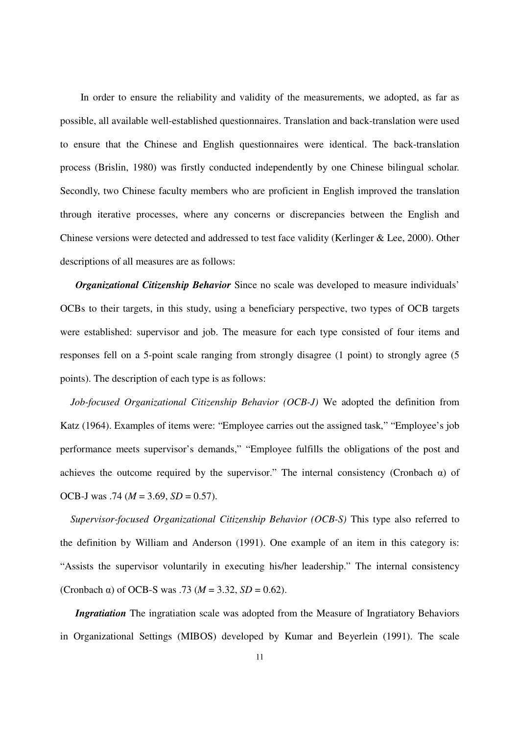In order to ensure the reliability and validity of the measurements, we adopted, as far as possible, all available well-established questionnaires. Translation and back-translation were used to ensure that the Chinese and English questionnaires were identical. The back-translation process (Brislin, 1980) was firstly conducted independently by one Chinese bilingual scholar. Secondly, two Chinese faculty members who are proficient in English improved the translation through iterative processes, where any concerns or discrepancies between the English and Chinese versions were detected and addressed to test face validity (Kerlinger & Lee, 2000). Other descriptions of all measures are as follows:

***Organizational Citizenship Behavior*** Since no scale was developed to measure individuals' OCBs to their targets, in this study, using a beneficiary perspective, two types of OCB targets were established: supervisor and job. The measure for each type consisted of four items and responses fell on a 5-point scale ranging from strongly disagree (1 point) to strongly agree (5 points). The description of each type is as follows:

*Job-focused Organizational Citizenship Behavior (OCB-J)* We adopted the definition from Katz (1964). Examples of items were: "Employee carries out the assigned task," "Employee's job performance meets supervisor's demands," "Employee fulfills the obligations of the post and achieves the outcome required by the supervisor." The internal consistency (Cronbach α) of OCB-J was .74 ($M$ = 3.69, $SD$ = 0.57).

*Supervisor-focused Organizational Citizenship Behavior (OCB-S)* This type also referred to the definition by William and Anderson (1991). One example of an item in this category is: "Assists the supervisor voluntarily in executing his/her leadership." The internal consistency (Cronbach α) of OCB-S was .73 ($M$ = 3.32, $SD$ = 0.62).

***Ingratiation*** The ingratiation scale was adopted from the Measure of Ingratiatory Behaviors in Organizational Settings (MIBOS) developed by Kumar and Beyerlein (1991). The scale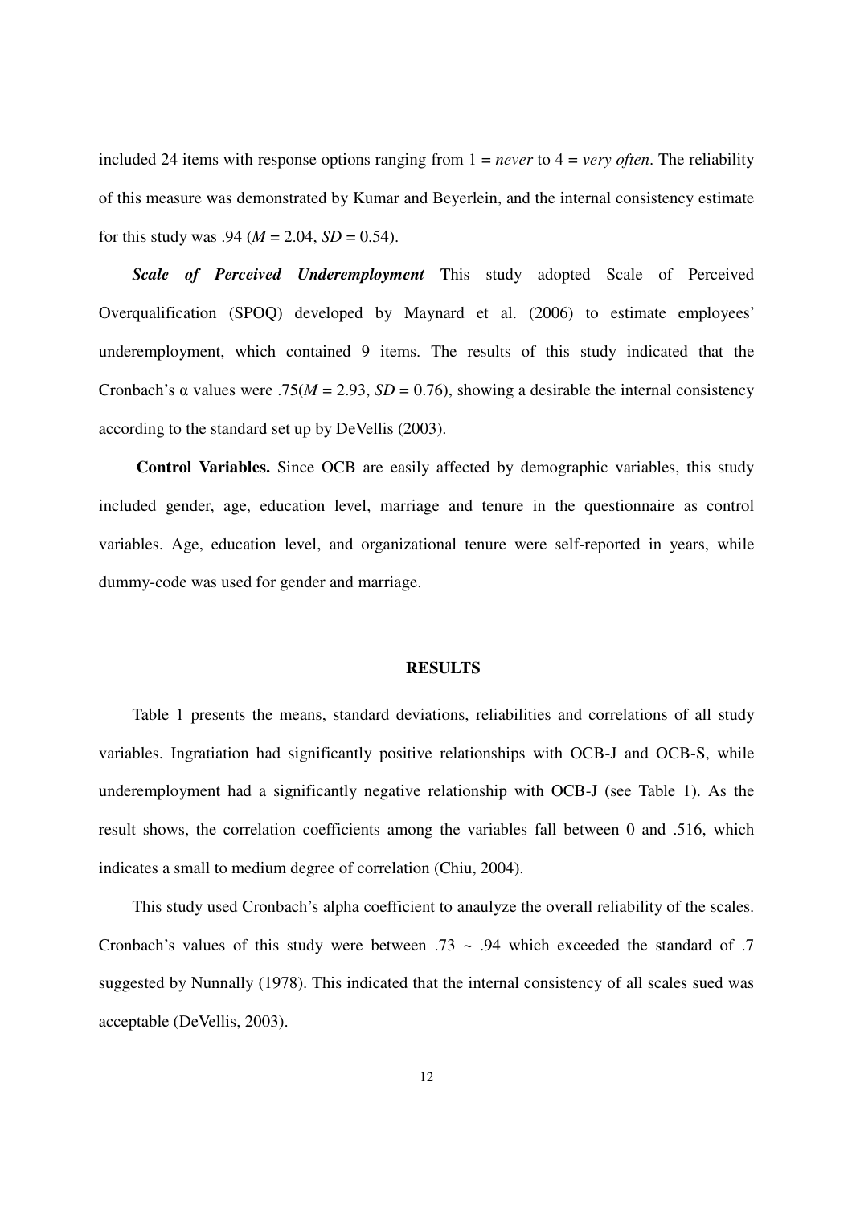included 24 items with response options ranging from 1 = *never* to 4 = *very often*. The reliability of this measure was demonstrated by Kumar and Beyerlein, and the internal consistency estimate for this study was .94 ($M$ = 2.04, $SD$ = 0.54).

***Scale of Perceived Underemployment*** This study adopted Scale of Perceived Overqualification (SPOQ) developed by Maynard et al. (2006) to estimate employees' underemployment, which contained 9 items. The results of this study indicated that the Cronbach's α values were .75($M$ = 2.93, $SD$ = 0.76), showing a desirable the internal consistency according to the standard set up by DeVellis (2003).

**Control Variables.** Since OCB are easily affected by demographic variables, this study included gender, age, education level, marriage and tenure in the questionnaire as control variables. Age, education level, and organizational tenure were self-reported in years, while dummy-code was used for gender and marriage.

## RESULTS

Table 1 presents the means, standard deviations, reliabilities and correlations of all study variables. Ingratiation had significantly positive relationships with OCB-J and OCB-S, while underemployment had a significantly negative relationship with OCB-J (see Table 1). As the result shows, the correlation coefficients among the variables fall between 0 and .516, which indicates a small to medium degree of correlation (Chiu, 2004).

This study used Cronbach's alpha coefficient to anaulyze the overall reliability of the scales. Cronbach's values of this study were between .73 ~ .94 which exceeded the standard of .7 suggested by Nunnally (1978). This indicated that the internal consistency of all scales sued was acceptable (DeVellis, 2003).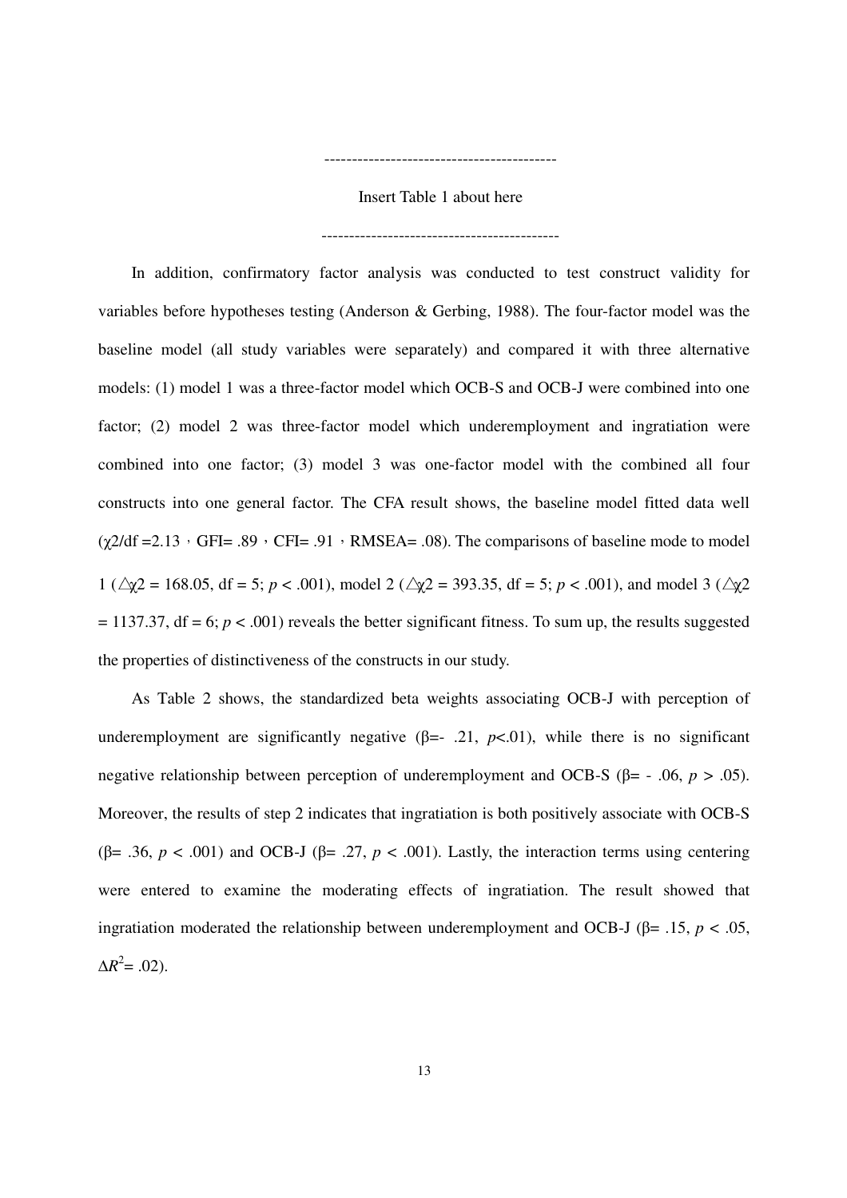------------------------------------------

Insert Table 1 about here

-------------------------------------------

In addition, confirmatory factor analysis was conducted to test construct validity for variables before hypotheses testing (Anderson & Gerbing, 1988). The four-factor model was the baseline model (all study variables were separately) and compared it with three alternative models: (1) model 1 was a three-factor model which OCB-S and OCB-J were combined into one factor; (2) model 2 was three-factor model which underemployment and ingratiation were combined into one factor; (3) model 3 was one-factor model with the combined all four constructs into one general factor. The CFA result shows, the baseline model fitted data well ($\chi2$/df =2.13，GFI= .89，CFI= .91，RMSEA= .08). The comparisons of baseline mode to model 1 ($\triangle\chi2$ = 168.05, df = 5; $p < .001$), model 2 ($\triangle\chi2$ = 393.35, df = 5; $p < .001$), and model 3 ($\triangle\chi2$ = 1137.37, df = 6; $p < .001$) reveals the better significant fitness. To sum up, the results suggested the properties of distinctiveness of the constructs in our study.

As Table 2 shows, the standardized beta weights associating OCB-J with perception of underemployment are significantly negative (β=- .21, $p$<.01), while there is no significant negative relationship between perception of underemployment and OCB-S (β= - .06, $p > .05$). Moreover, the results of step 2 indicates that ingratiation is both positively associate with OCB-S (β= .36, $p < .001$) and OCB-J (β= .27, $p < .001$). Lastly, the interaction terms using centering were entered to examine the moderating effects of ingratiation. The result showed that ingratiation moderated the relationship between underemployment and OCB-J (β= .15, $p < .05$, $\Delta R^2$= .02).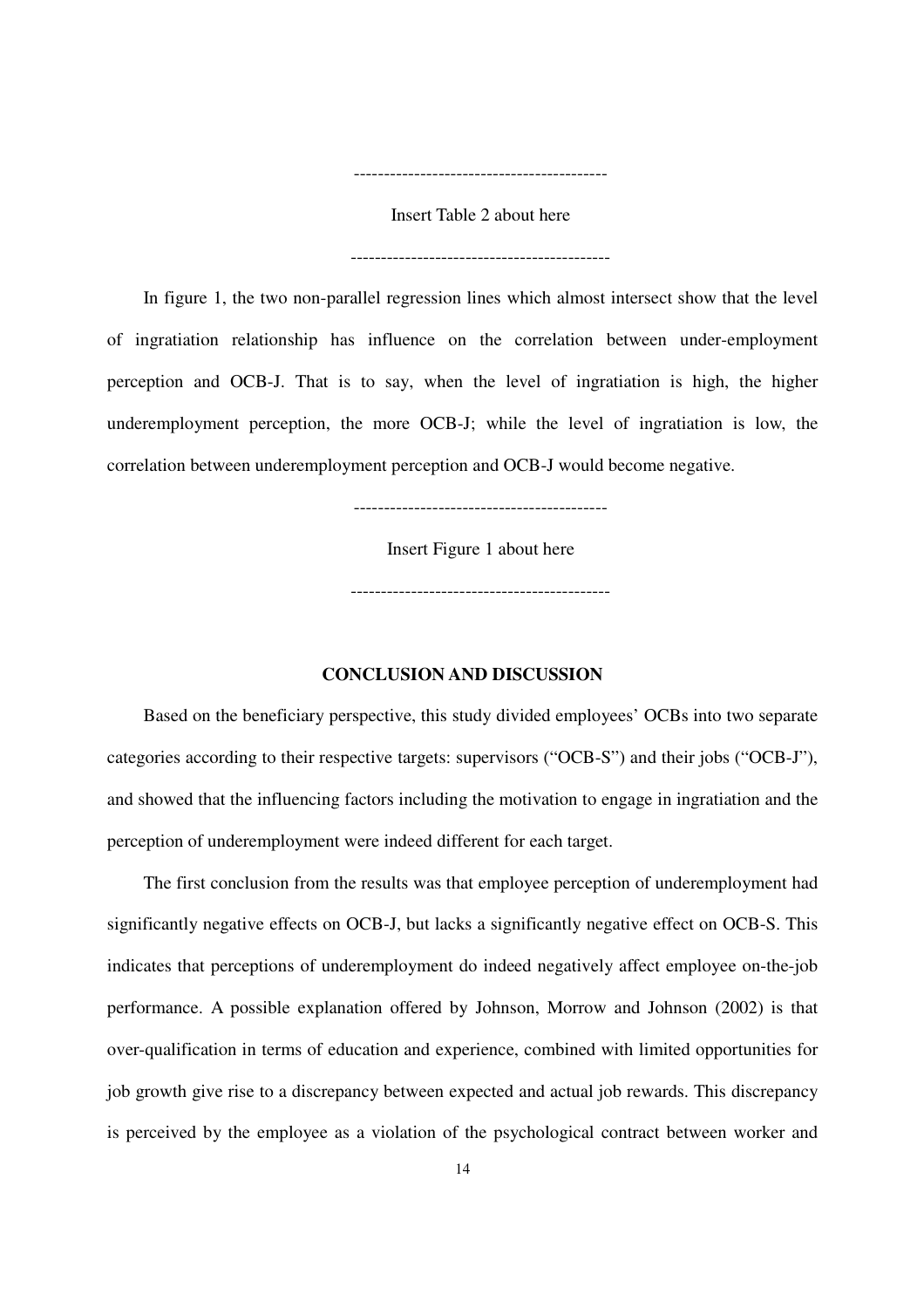------------------------------------------

Insert Table 2 about here

-------------------------------------------

In figure 1, the two non-parallel regression lines which almost intersect show that the level of ingratiation relationship has influence on the correlation between under-employment perception and OCB-J. That is to say, when the level of ingratiation is high, the higher underemployment perception, the more OCB-J; while the level of ingratiation is low, the correlation between underemployment perception and OCB-J would become negative.

------------------------------------------

Insert Figure 1 about here

-------------------------------------------

## CONCLUSION AND DISCUSSION

Based on the beneficiary perspective, this study divided employees' OCBs into two separate categories according to their respective targets: supervisors ("OCB-S") and their jobs ("OCB-J"), and showed that the influencing factors including the motivation to engage in ingratiation and the perception of underemployment were indeed different for each target.

The first conclusion from the results was that employee perception of underemployment had significantly negative effects on OCB-J, but lacks a significantly negative effect on OCB-S. This indicates that perceptions of underemployment do indeed negatively affect employee on-the-job performance. A possible explanation offered by Johnson, Morrow and Johnson (2002) is that over-qualification in terms of education and experience, combined with limited opportunities for job growth give rise to a discrepancy between expected and actual job rewards. This discrepancy is perceived by the employee as a violation of the psychological contract between worker and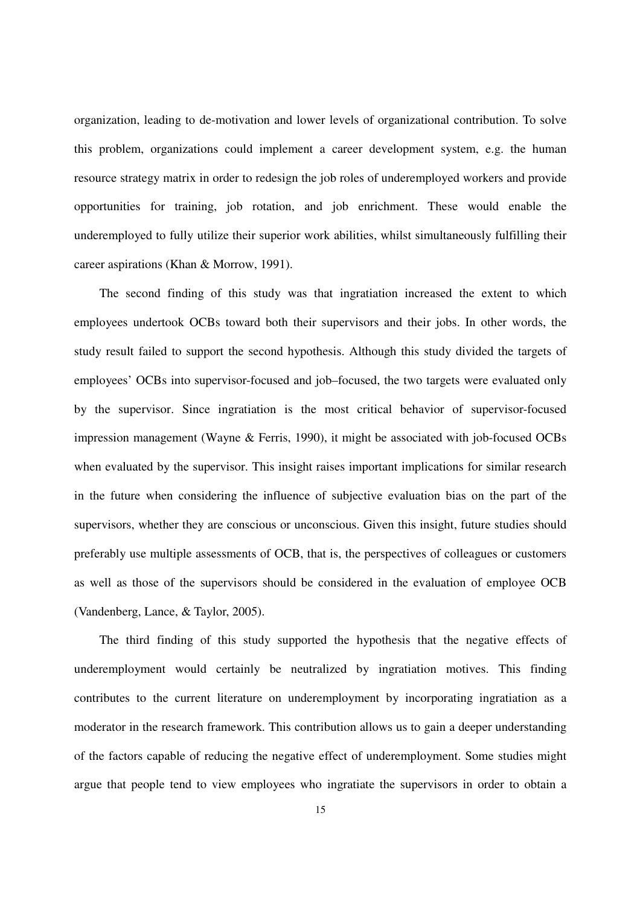organization, leading to de-motivation and lower levels of organizational contribution. To solve this problem, organizations could implement a career development system, e.g. the human resource strategy matrix in order to redesign the job roles of underemployed workers and provide opportunities for training, job rotation, and job enrichment. These would enable the underemployed to fully utilize their superior work abilities, whilst simultaneously fulfilling their career aspirations (Khan & Morrow, 1991).

The second finding of this study was that ingratiation increased the extent to which employees undertook OCBs toward both their supervisors and their jobs. In other words, the study result failed to support the second hypothesis. Although this study divided the targets of employees' OCBs into supervisor-focused and job–focused, the two targets were evaluated only by the supervisor. Since ingratiation is the most critical behavior of supervisor-focused impression management (Wayne & Ferris, 1990), it might be associated with job-focused OCBs when evaluated by the supervisor. This insight raises important implications for similar research in the future when considering the influence of subjective evaluation bias on the part of the supervisors, whether they are conscious or unconscious. Given this insight, future studies should preferably use multiple assessments of OCB, that is, the perspectives of colleagues or customers as well as those of the supervisors should be considered in the evaluation of employee OCB (Vandenberg, Lance, & Taylor, 2005).

The third finding of this study supported the hypothesis that the negative effects of underemployment would certainly be neutralized by ingratiation motives. This finding contributes to the current literature on underemployment by incorporating ingratiation as a moderator in the research framework. This contribution allows us to gain a deeper understanding of the factors capable of reducing the negative effect of underemployment. Some studies might argue that people tend to view employees who ingratiate the supervisors in order to obtain a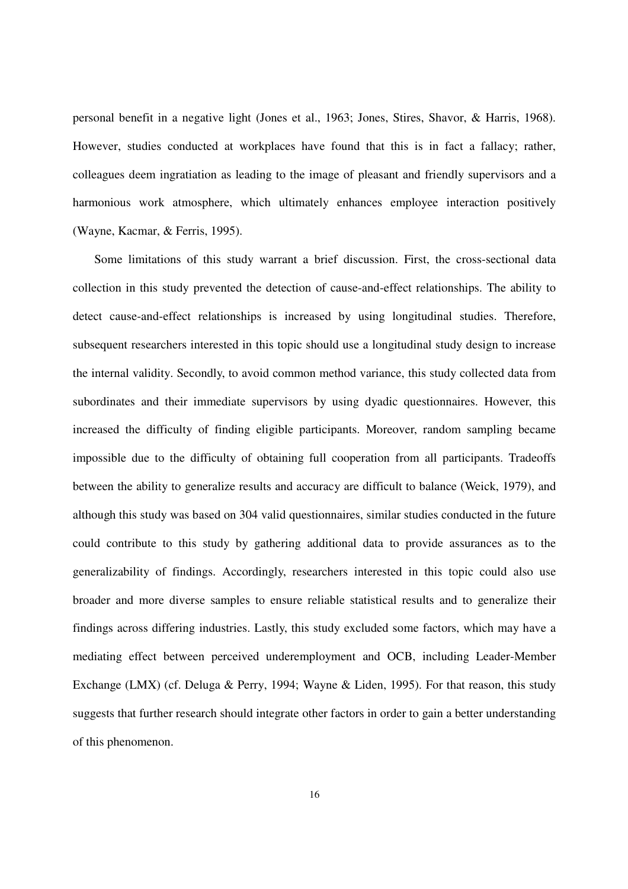personal benefit in a negative light (Jones et al., 1963; Jones, Stires, Shavor, & Harris, 1968). However, studies conducted at workplaces have found that this is in fact a fallacy; rather, colleagues deem ingratiation as leading to the image of pleasant and friendly supervisors and a harmonious work atmosphere, which ultimately enhances employee interaction positively (Wayne, Kacmar, & Ferris, 1995).

Some limitations of this study warrant a brief discussion. First, the cross-sectional data collection in this study prevented the detection of cause-and-effect relationships. The ability to detect cause-and-effect relationships is increased by using longitudinal studies. Therefore, subsequent researchers interested in this topic should use a longitudinal study design to increase the internal validity. Secondly, to avoid common method variance, this study collected data from subordinates and their immediate supervisors by using dyadic questionnaires. However, this increased the difficulty of finding eligible participants. Moreover, random sampling became impossible due to the difficulty of obtaining full cooperation from all participants. Tradeoffs between the ability to generalize results and accuracy are difficult to balance (Weick, 1979), and although this study was based on 304 valid questionnaires, similar studies conducted in the future could contribute to this study by gathering additional data to provide assurances as to the generalizability of findings. Accordingly, researchers interested in this topic could also use broader and more diverse samples to ensure reliable statistical results and to generalize their findings across differing industries. Lastly, this study excluded some factors, which may have a mediating effect between perceived underemployment and OCB, including Leader-Member Exchange (LMX) (cf. Deluga & Perry, 1994; Wayne & Liden, 1995). For that reason, this study suggests that further research should integrate other factors in order to gain a better understanding of this phenomenon.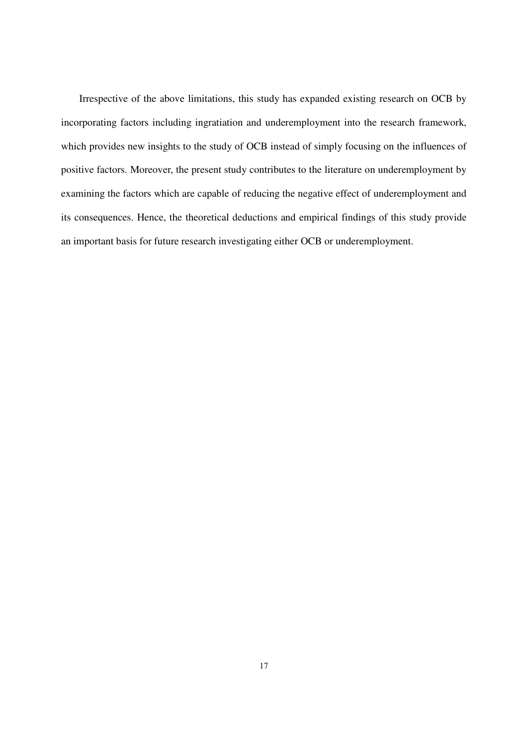Irrespective of the above limitations, this study has expanded existing research on OCB by incorporating factors including ingratiation and underemployment into the research framework, which provides new insights to the study of OCB instead of simply focusing on the influences of positive factors. Moreover, the present study contributes to the literature on underemployment by examining the factors which are capable of reducing the negative effect of underemployment and its consequences. Hence, the theoretical deductions and empirical findings of this study provide an important basis for future research investigating either OCB or underemployment.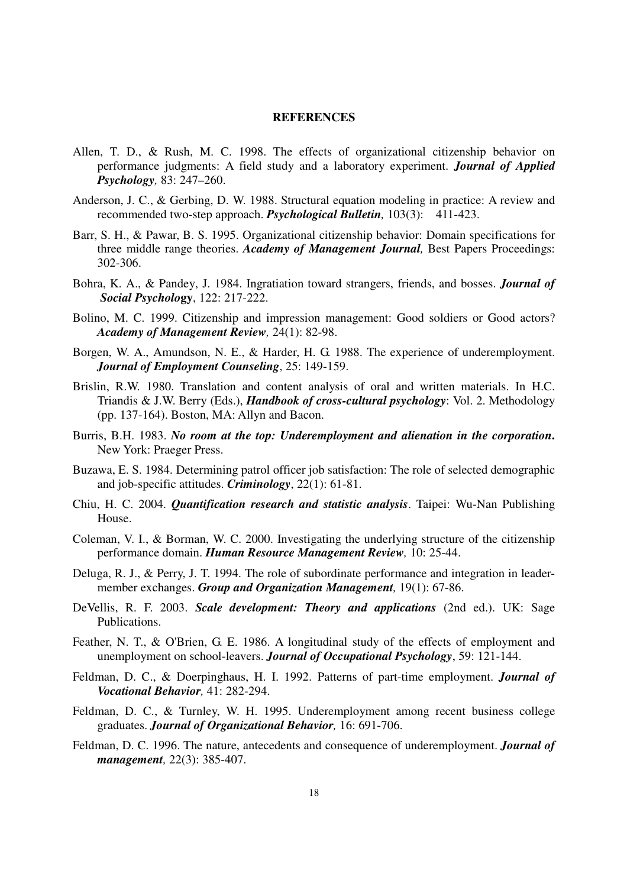**REFERENCES**

Allen, T. D., & Rush, M. C. 1998. The effects of organizational citizenship behavior on performance judgments: A field study and a laboratory experiment. ***Journal of Applied Psychology,*** 83: 247–260.

Anderson, J. C., & Gerbing, D. W. 1988. Structural equation modeling in practice: A review and recommended two-step approach. ***Psychological Bulletin,*** 103(3): 411-423.

Barr, S. H., & Pawar, B. S. 1995. Organizational citizenship behavior: Domain specifications for three middle range theories. ***Academy of Management Journal,*** Best Papers Proceedings: 302-306.

Bohra, K. A., & Pandey, J. 1984. Ingratiation toward strangers, friends, and bosses. ***Journal of Social Psychology***, 122: 217-222.

Bolino, M. C. 1999. Citizenship and impression management: Good soldiers or Good actors? ***Academy of Management Review,*** 24(1): 82-98.

Borgen, W. A., Amundson, N. E., & Harder, H. G. 1988. The experience of underemployment. ***Journal of Employment Counseling***, 25: 149-159.

Brislin, R.W. 1980. Translation and content analysis of oral and written materials. In H.C. Triandis & J.W. Berry (Eds.), ***Handbook of cross-cultural psychology***: Vol. 2. Methodology (pp. 137-164). Boston, MA: Allyn and Bacon.

Burris, B.H. 1983. ***No room at the top: Underemployment and alienation in the corporation.*** New York: Praeger Press.

Buzawa, E. S. 1984. Determining patrol officer job satisfaction: The role of selected demographic and job-specific attitudes. ***Criminology***, 22(1): 61-81.

Chiu, H. C. 2004. ***Quantification research and statistic analysis***. Taipei: Wu-Nan Publishing House.

Coleman, V. I., & Borman, W. C. 2000. Investigating the underlying structure of the citizenship performance domain. ***Human Resource Management Review,*** 10: 25-44.

Deluga, R. J., & Perry, J. T. 1994. The role of subordinate performance and integration in leader-member exchanges. ***Group and Organization Management,*** 19(1): 67-86.

DeVellis, R. F. 2003. ***Scale development: Theory and applications*** (2nd ed.). UK: Sage Publications.

Feather, N. T., & O'Brien, G. E. 1986. A longitudinal study of the effects of employment and unemployment on school-leavers. ***Journal of Occupational Psychology***, 59: 121-144.

Feldman, D. C., & Doerpinghaus, H. I. 1992. Patterns of part-time employment. ***Journal of Vocational Behavior,*** 41: 282-294.

Feldman, D. C., & Turnley, W. H. 1995. Underemployment among recent business college graduates. ***Journal of Organizational Behavior,*** 16: 691-706.

Feldman, D. C. 1996. The nature, antecedents and consequence of underemployment. ***Journal of management,*** 22(3): 385-407.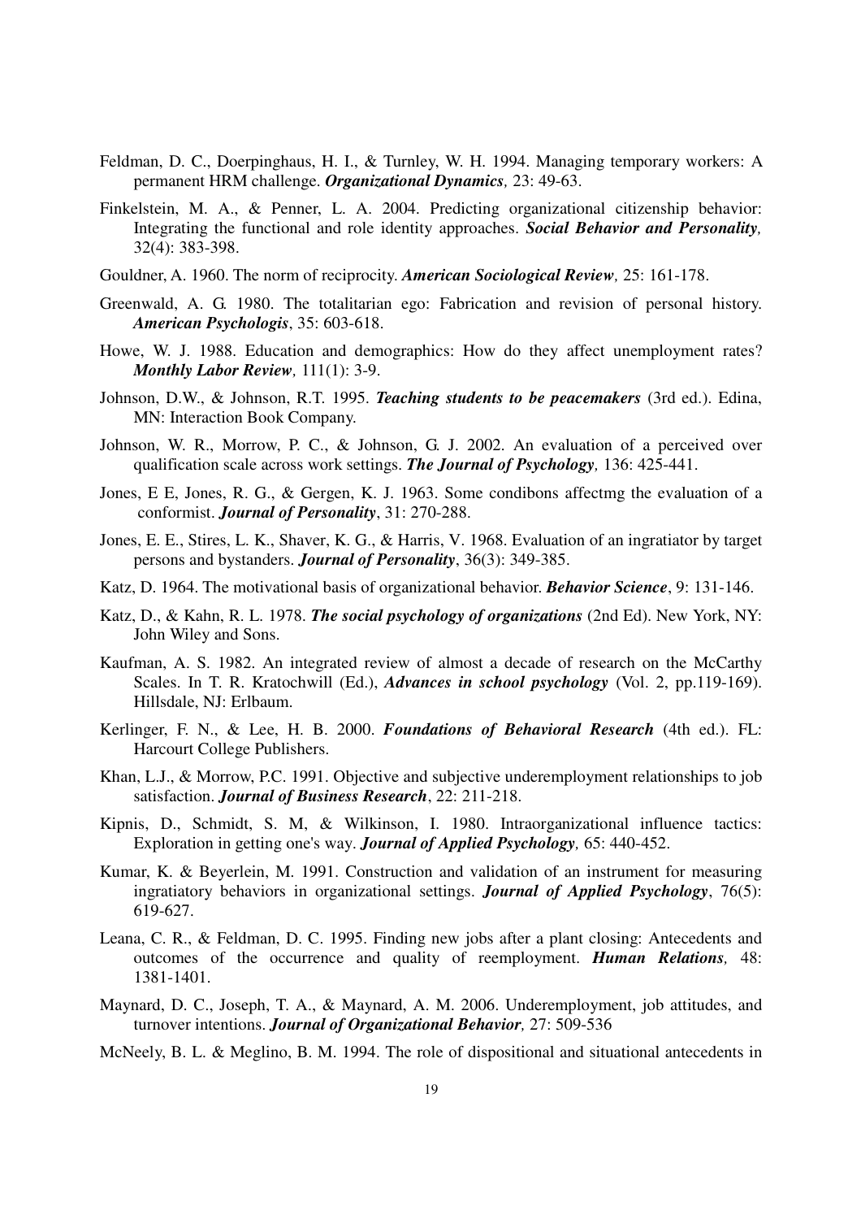Feldman, D. C., Doerpinghaus, H. I., & Turnley, W. H. 1994. Managing temporary workers: A permanent HRM challenge. ***Organizational Dynamics,*** 23: 49-63.

Finkelstein, M. A., & Penner, L. A. 2004. Predicting organizational citizenship behavior: Integrating the functional and role identity approaches. ***Social Behavior and Personality,*** 32(4): 383-398.

Gouldner, A. 1960. The norm of reciprocity. ***American Sociological Review,*** 25: 161-178.

Greenwald, A. G. 1980. The totalitarian ego: Fabrication and revision of personal history. ***American Psychologis***, 35: 603-618.

Howe, W. J. 1988. Education and demographics: How do they affect unemployment rates? ***Monthly Labor Review,*** 111(1): 3-9.

Johnson, D.W., & Johnson, R.T. 1995. ***Teaching students to be peacemakers*** (3rd ed.). Edina, MN: Interaction Book Company.

Johnson, W. R., Morrow, P. C., & Johnson, G. J. 2002. An evaluation of a perceived over qualification scale across work settings. ***The Journal of Psychology,*** 136: 425-441.

Jones, E E, Jones, R. G., & Gergen, K. J. 1963. Some condibons affectmg the evaluation of a conformist. ***Journal of Personality***, 31: 270-288.

Jones, E. E., Stires, L. K., Shaver, K. G., & Harris, V. 1968. Evaluation of an ingratiator by target persons and bystanders. ***Journal of Personality***, 36(3): 349-385.

Katz, D. 1964. The motivational basis of organizational behavior. ***Behavior Science***, 9: 131-146.

Katz, D., & Kahn, R. L. 1978. ***The social psychology of organizations*** (2nd Ed). New York, NY: John Wiley and Sons.

Kaufman, A. S. 1982. An integrated review of almost a decade of research on the McCarthy Scales. In T. R. Kratochwill (Ed.), ***Advances in school psychology*** (Vol. 2, pp.119-169). Hillsdale, NJ: Erlbaum.

Kerlinger, F. N., & Lee, H. B. 2000. ***Foundations of Behavioral Research*** (4th ed.). FL: Harcourt College Publishers.

Khan, L.J., & Morrow, P.C. 1991. Objective and subjective underemployment relationships to job satisfaction. ***Journal of Business Research***, 22: 211-218.

Kipnis, D., Schmidt, S. M, & Wilkinson, I. 1980. Intraorganizational influence tactics: Exploration in getting one's way. ***Journal of Applied Psychology,*** 65: 440-452.

Kumar, K. & Beyerlein, M. 1991. Construction and validation of an instrument for measuring ingratiatory behaviors in organizational settings. ***Journal of Applied Psychology***, 76(5): 619-627.

Leana, C. R., & Feldman, D. C. 1995. Finding new jobs after a plant closing: Antecedents and outcomes of the occurrence and quality of reemployment. ***Human Relations,*** 48: 1381-1401.

Maynard, D. C., Joseph, T. A., & Maynard, A. M. 2006. Underemployment, job attitudes, and turnover intentions. ***Journal of Organizational Behavior,*** 27: 509-536

McNeely, B. L. & Meglino, B. M. 1994. The role of dispositional and situational antecedents in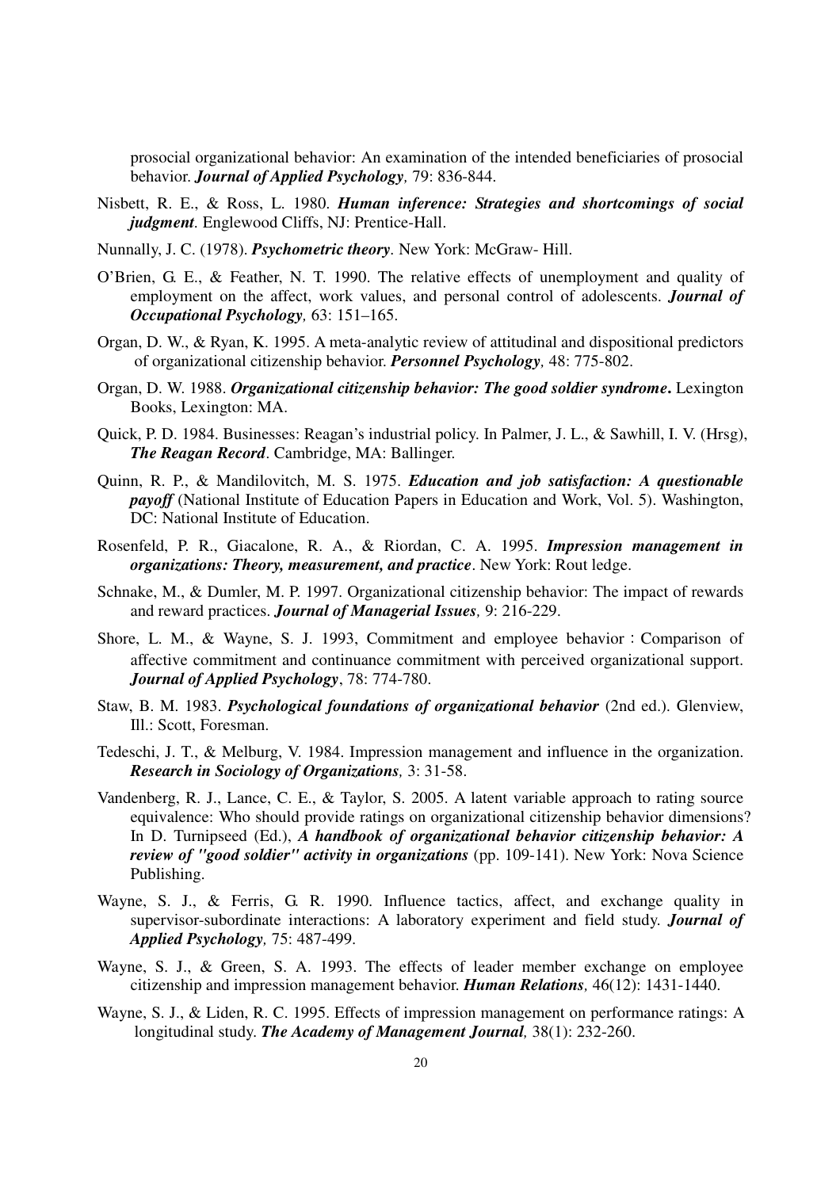prosocial organizational behavior: An examination of the intended beneficiaries of prosocial behavior. ***Journal of Applied Psychology,*** 79: 836-844.

Nisbett, R. E., & Ross, L. 1980. ***Human inference: Strategies and shortcomings of social judgment***. Englewood Cliffs, NJ: Prentice-Hall.

Nunnally, J. C. (1978). ***Psychometric theory***. New York: McGraw- Hill.

O'Brien, G. E., & Feather, N. T. 1990. The relative effects of unemployment and quality of employment on the affect, work values, and personal control of adolescents. ***Journal of Occupational Psychology,*** 63: 151–165.

Organ, D. W., & Ryan, K. 1995. A meta-analytic review of attitudinal and dispositional predictors of organizational citizenship behavior. ***Personnel Psychology,*** 48: 775-802.

Organ, D. W. 1988. ***Organizational citizenship behavior: The good soldier syndrome*****.** Lexington Books, Lexington: MA.

Quick, P. D. 1984. Businesses: Reagan's industrial policy. In Palmer, J. L., & Sawhill, I. V. (Hrsg), ***The Reagan Record***. Cambridge, MA: Ballinger.

Quinn, R. P., & Mandilovitch, M. S. 1975. ***Education and job satisfaction: A questionable payoff*** (National Institute of Education Papers in Education and Work, Vol. 5). Washington, DC: National Institute of Education.

Rosenfeld, P. R., Giacalone, R. A., & Riordan, C. A. 1995. ***Impression management in organizations: Theory, measurement, and practice***. New York: Rout ledge.

Schnake, M., & Dumler, M. P. 1997. Organizational citizenship behavior: The impact of rewards and reward practices. ***Journal of Managerial Issues,*** 9: 216-229.

Shore, L. M., & Wayne, S. J. 1993, Commitment and employee behavior：Comparison of affective commitment and continuance commitment with perceived organizational support. ***Journal of Applied Psychology***, 78: 774-780.

Staw, B. M. 1983. ***Psychological foundations of organizational behavior*** (2nd ed.). Glenview, Ill.: Scott, Foresman.

Tedeschi, J. T., & Melburg, V. 1984. Impression management and influence in the organization. ***Research in Sociology of Organizations,*** 3: 31-58.

Vandenberg, R. J., Lance, C. E., & Taylor, S. 2005. A latent variable approach to rating source equivalence: Who should provide ratings on organizational citizenship behavior dimensions? In D. Turnipseed (Ed.), ***A handbook of organizational behavior citizenship behavior: A review of "good soldier" activity in organizations*** (pp. 109-141). New York: Nova Science Publishing.

Wayne, S. J., & Ferris, G. R. 1990. Influence tactics, affect, and exchange quality in supervisor-subordinate interactions: A laboratory experiment and field study. ***Journal of Applied Psychology,*** 75: 487-499.

Wayne, S. J., & Green, S. A. 1993. The effects of leader member exchange on employee citizenship and impression management behavior. ***Human Relations,*** 46(12): 1431-1440.

Wayne, S. J., & Liden, R. C. 1995. Effects of impression management on performance ratings: A longitudinal study. ***The Academy of Management Journal,*** 38(1): 232-260.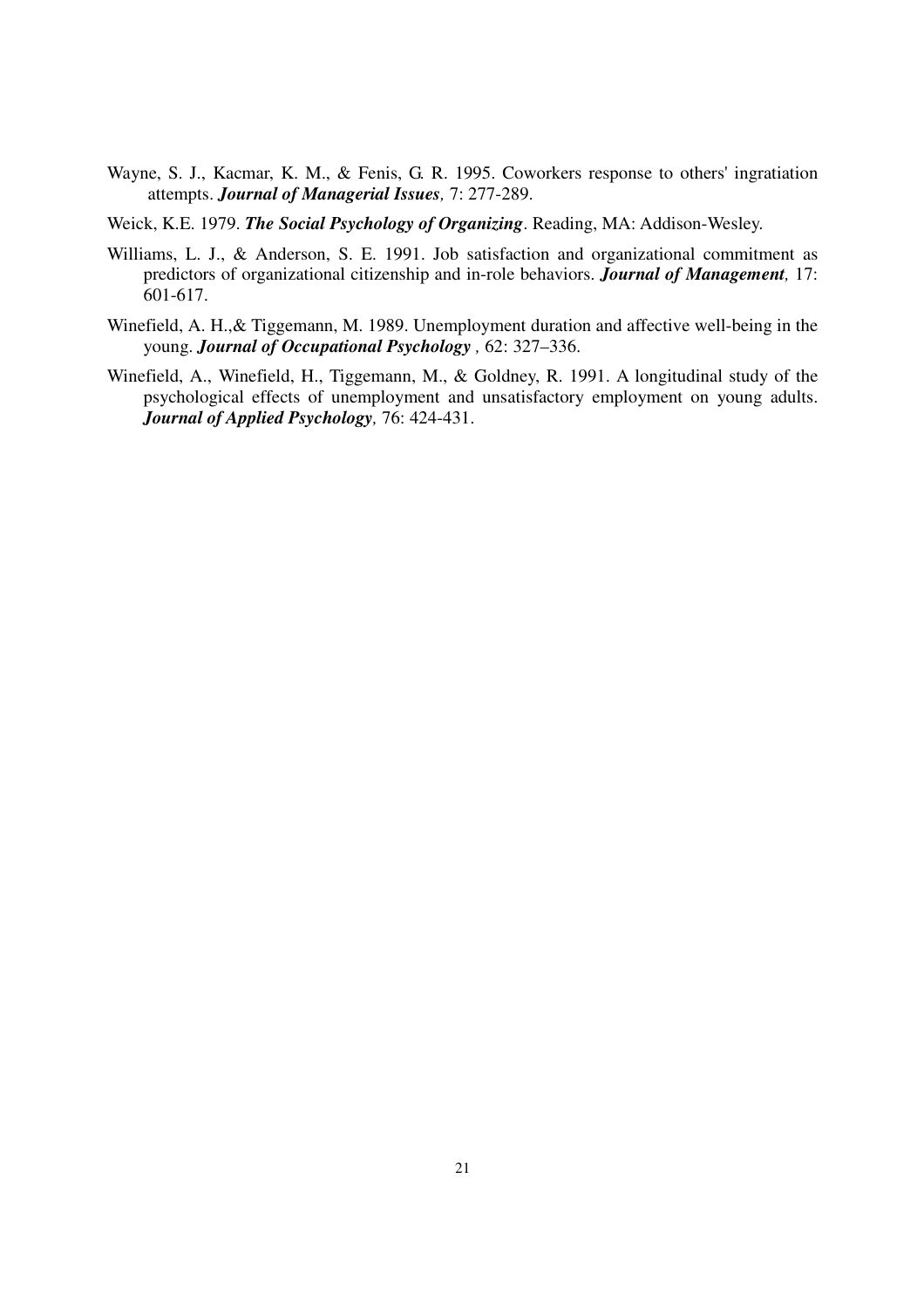Wayne, S. J., Kacmar, K. M., & Fenis, G. R. 1995. Coworkers response to others' ingratiation attempts. ***Journal of Managerial Issues****,* 7: 277-289.

Weick, K.E. 1979. ***The Social Psychology of Organizing***. Reading, MA: Addison-Wesley.

Williams, L. J., & Anderson, S. E. 1991. Job satisfaction and organizational commitment as predictors of organizational citizenship and in-role behaviors. ***Journal of Management****,* 17: 601-617.

Winefield, A. H.,& Tiggemann, M. 1989. Unemployment duration and affective well-being in the young. ***Journal of Occupational Psychology*** *,* 62: 327–336.

Winefield, A., Winefield, H., Tiggemann, M., & Goldney, R. 1991. A longitudinal study of the psychological effects of unemployment and unsatisfactory employment on young adults. ***Journal of Applied Psychology****,* 76: 424-431.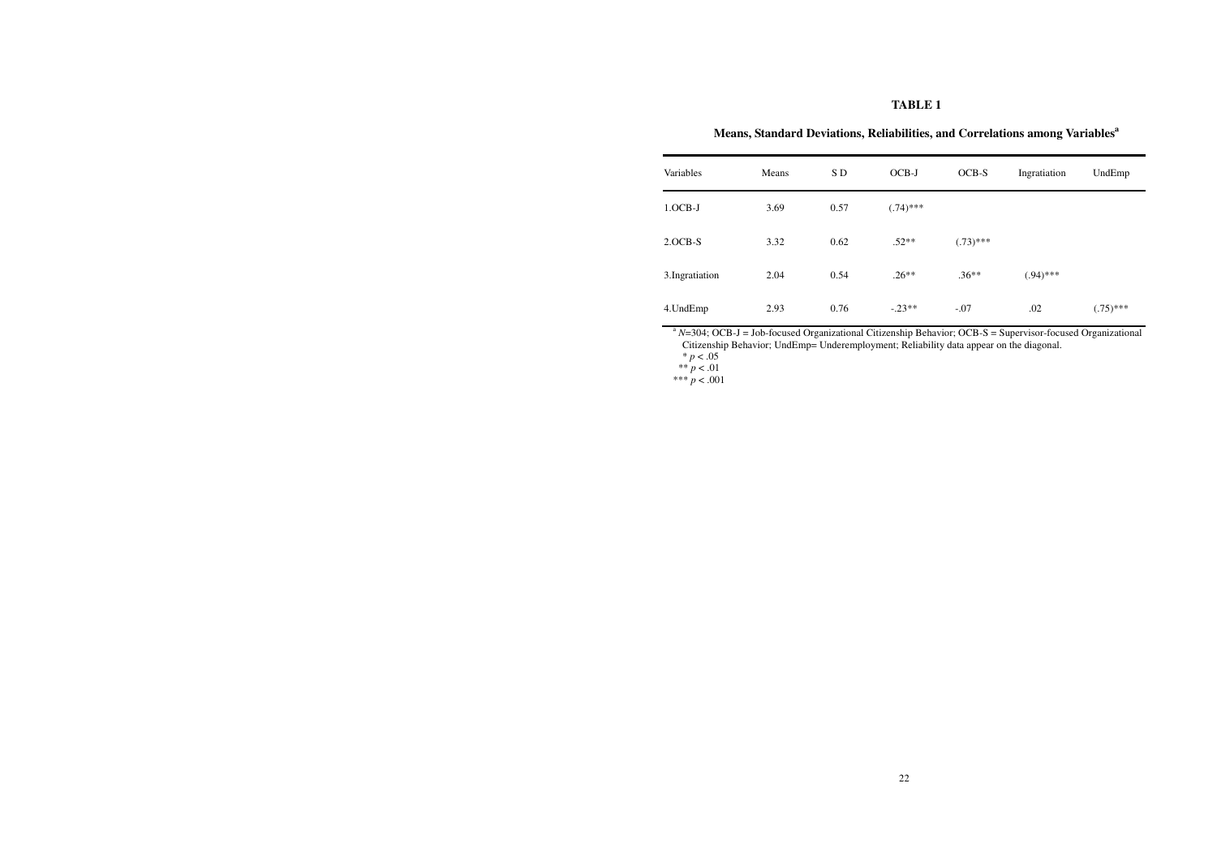**TABLE 1**

**Means, Standard Deviations, Reliabilities, and Correlations among Variables[a]**

| Variables | Means | S D | OCB-J | OCB-S | Ingratiation | UndEmp |
|---|---|---|---|---|---|---|
| 1.OCB-J | 3.69 | 0.57 | (.74)*** | | | |
| 2.OCB-S | 3.32 | 0.62 | .52** | (.73)*** | | |
| 3.Ingratiation | 2.04 | 0.54 | .26** | .36** | (.94)*** | |
| 4.UndEmp | 2.93 | 0.76 | -.23** | -.07 | .02 | (.75)*** |

[a] $N$=304; OCB-J = Job-focused Organizational Citizenship Behavior; OCB-S = Supervisor-focused Organizational Citizenship Behavior; UndEmp= Underemployment; Reliability data appear on the diagonal.

\* $p < .05$

\*\* $p < .01$

\*\*\* $p < .001$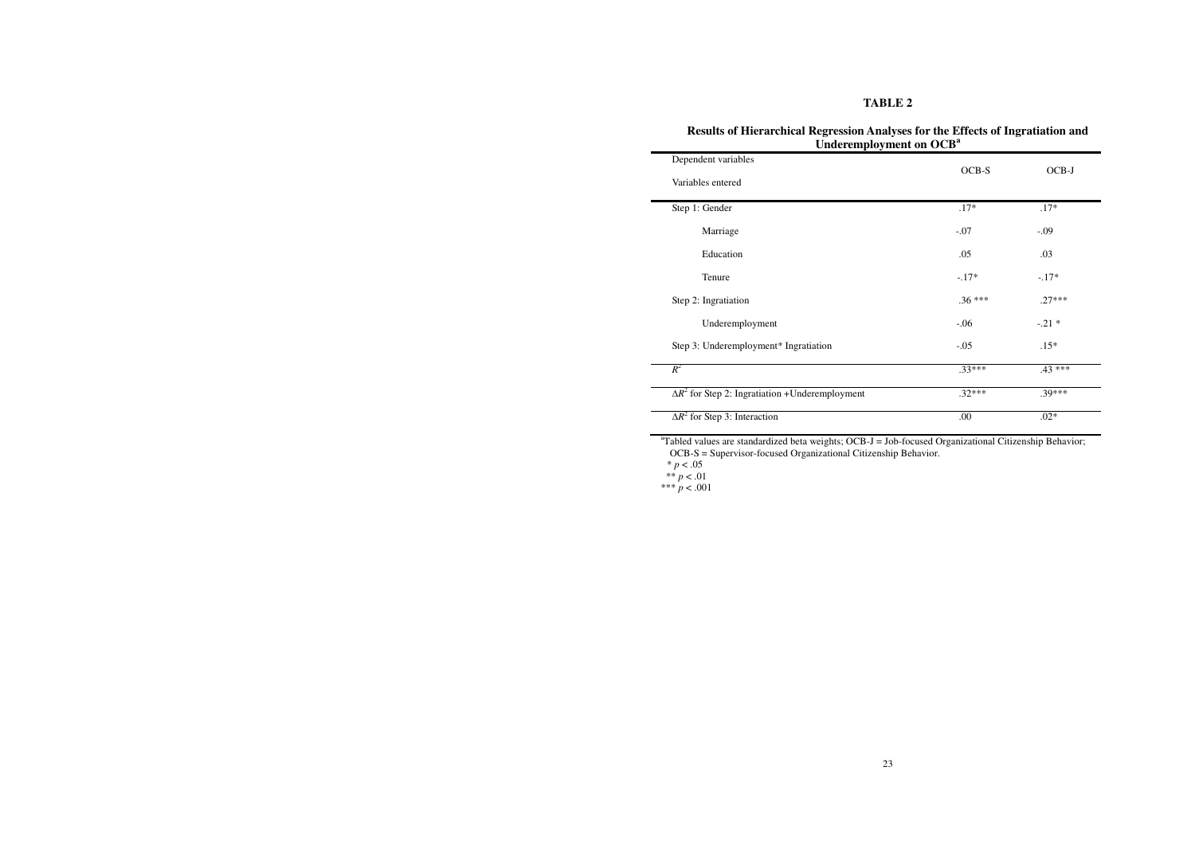**TABLE 2**

**Results of Hierarchical Regression Analyses for the Effects of Ingratiation and Underemployment on OCB[a]**

| Dependent variables / Variables entered | OCB-S | OCB-J |
|---|---|---|
| Step 1: Gender | .17* | .17* |
| Marriage | -.07 | -.09 |
| Education | .05 | .03 |
| Tenure | -.17* | -.17* |
| Step 2: Ingratiation | .36 *** | .27*** |
| Underemployment | -.06 | -.21 * |
| Step 3: Underemployment* Ingratiation | -.05 | .15* |
| $R^2$ | .33*** | .43 *** |
| $\Delta R^2$ for Step 2: Ingratiation +Underemployment | .32*** | .39*** |
| $\Delta R^2$ for Step 3: Interaction | .00 | .02* |

[a]Tabled values are standardized beta weights; OCB-J = Job-focused Organizational Citizenship Behavior; OCB-S = Supervisor-focused Organizational Citizenship Behavior.

\* $p < .05$

\*\* $p < .01$

\*\*\* $p < .001$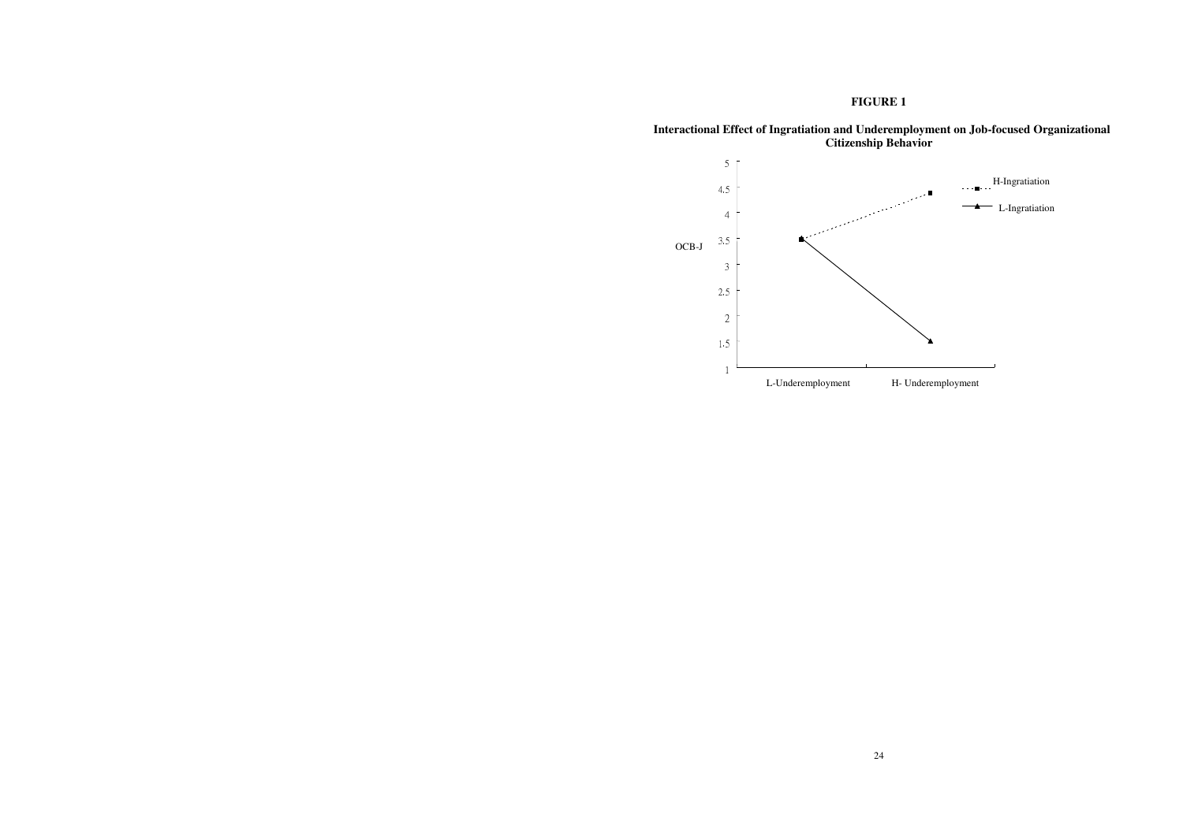**FIGURE 1**

**Interactional Effect of Ingratiation and Underemployment on Job-focused Organizational Citizenship Behavior**

5
4.5
4
OCB-J 3.5
3
2.5
2
1.5
1

L-Underemployment
H- Underemployment

H-Ingratiation
L-Ingratiation